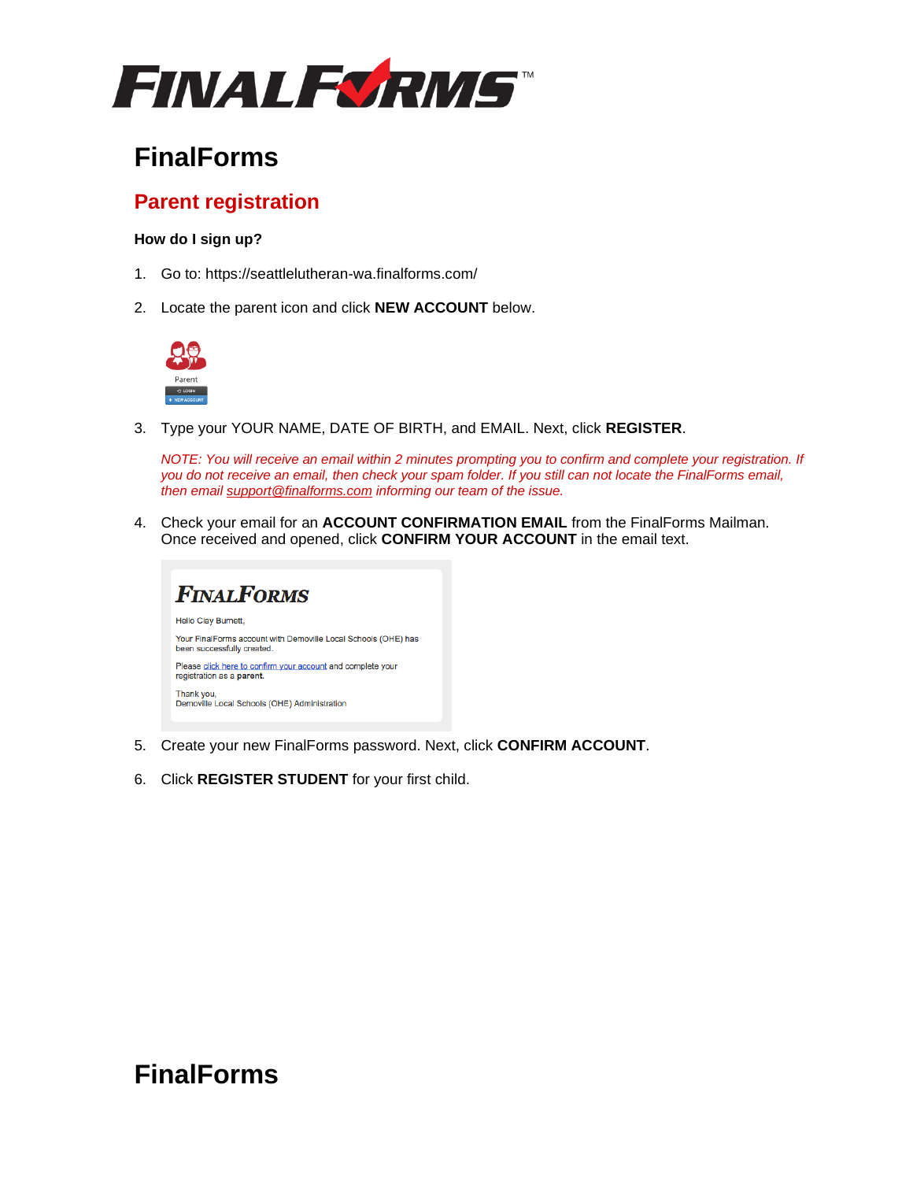# FinalForms

## Parent registration

**How do I sign up?**

1. Go to: https://seattlelutheran-wa.finalforms.com/
2. Locate the parent icon and click **NEW ACCOUNT** below.
3. Type your YOUR NAME, DATE OF BIRTH, and EMAIL. Next, click **REGISTER**.

   *NOTE: You will receive an email within 2 minutes prompting you to confirm and complete your registration. If you do not receive an email, then check your spam folder. If you still can not locate the FinalForms email, then email support@finalforms.com informing our team of the issue.*

4. Check your email for an **ACCOUNT CONFIRMATION EMAIL** from the FinalForms Mailman. Once received and opened, click **CONFIRM YOUR ACCOUNT** in the email text.
5. Create your new FinalForms password. Next, click **CONFIRM ACCOUNT**.
6. Click **REGISTER STUDENT** for your first child.

# FinalForms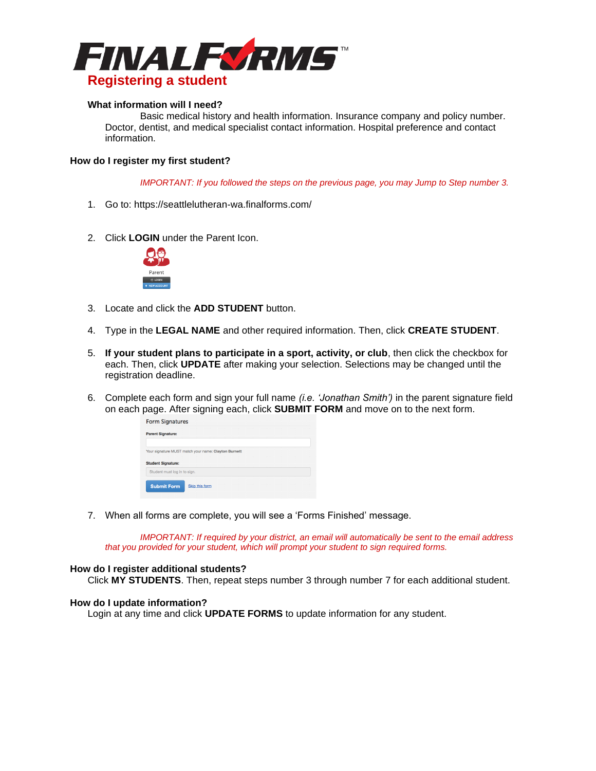# FINALFORMS™

## Registering a student

### What information will I need?

Basic medical history and health information. Insurance company and policy number. Doctor, dentist, and medical specialist contact information. Hospital preference and contact information.

### How do I register my first student?

*IMPORTANT: If you followed the steps on the previous page, you may Jump to Step number 3.*

1. Go to: https://seattlelutheran-wa.finalforms.com/
2. Click **LOGIN** under the Parent Icon.
3. Locate and click the **ADD STUDENT** button.
4. Type in the **LEGAL NAME** and other required information. Then, click **CREATE STUDENT**.
5. **If your student plans to participate in a sport, activity, or club**, then click the checkbox for each. Then, click **UPDATE** after making your selection. Selections may be changed until the registration deadline.
6. Complete each form and sign your full name *(i.e. 'Jonathan Smith')* in the parent signature field on each page. After signing each, click **SUBMIT FORM** and move on to the next form.
7. When all forms are complete, you will see a 'Forms Finished' message.

*IMPORTANT: If required by your district, an email will automatically be sent to the email address that you provided for your student, which will prompt your student to sign required forms.*

### How do I register additional students?

Click **MY STUDENTS**. Then, repeat steps number 3 through number 7 for each additional student.

### How do I update information?

Login at any time and click **UPDATE FORMS** to update information for any student.